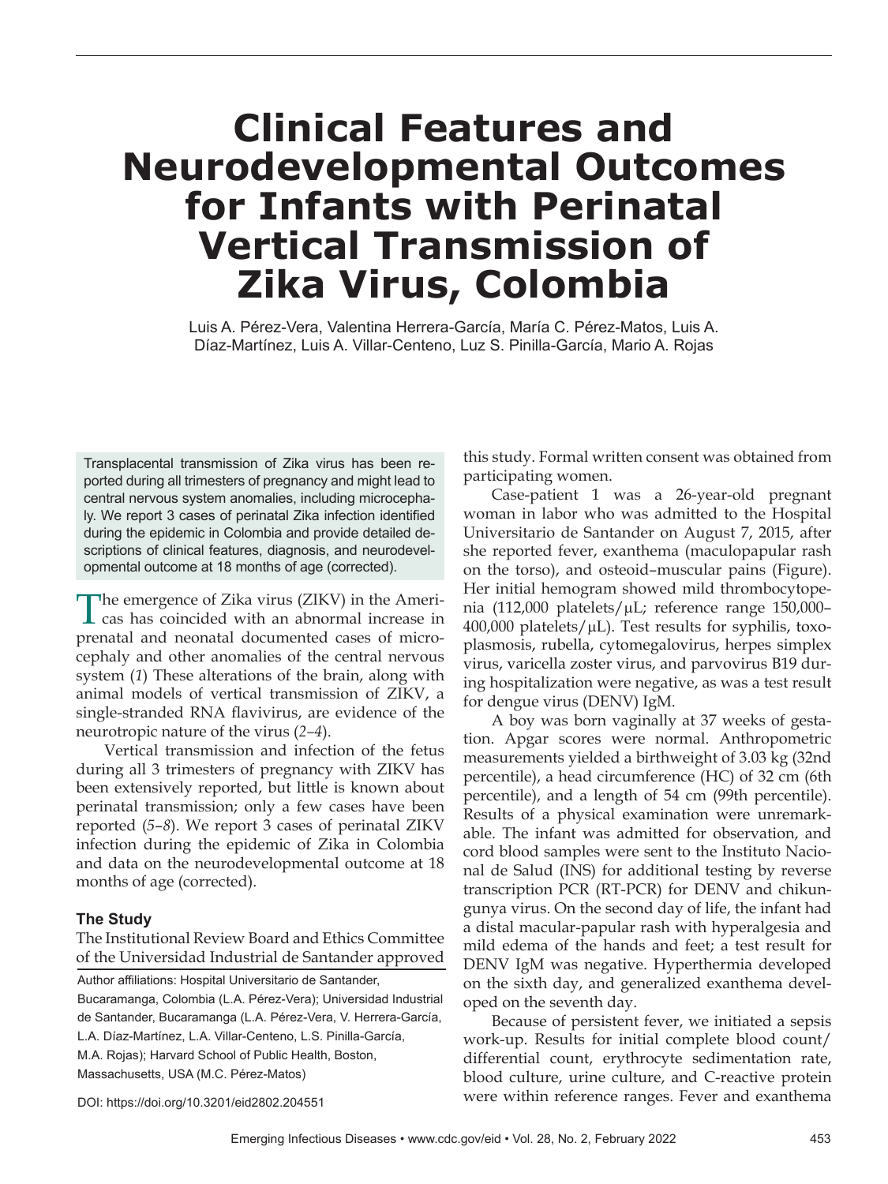# Clinical Features and Neurodevelopmental Outcomes for Infants with Perinatal Vertical Transmission of Zika Virus, Colombia

Luis A. Pérez-Vera, Valentina Herrera-García, María C. Pérez-Matos, Luis A. Díaz-Martínez, Luis A. Villar-Centeno, Luz S. Pinilla-García, Mario A. Rojas

Transplacental transmission of Zika virus has been reported during all trimesters of pregnancy and might lead to central nervous system anomalies, including microcephaly. We report 3 cases of perinatal Zika infection identified during the epidemic in Colombia and provide detailed descriptions of clinical features, diagnosis, and neurodevelopmental outcome at 18 months of age (corrected).

The emergence of Zika virus (ZIKV) in the Americas has coincided with an abnormal increase in prenatal and neonatal documented cases of microcephaly and other anomalies of the central nervous system (*1*) These alterations of the brain, along with animal models of vertical transmission of ZIKV, a single-stranded RNA flavivirus, are evidence of the neurotropic nature of the virus (*2–4*).

Vertical transmission and infection of the fetus during all 3 trimesters of pregnancy with ZIKV has been extensively reported, but little is known about perinatal transmission; only a few cases have been reported (*5–8*). We report 3 cases of perinatal ZIKV infection during the epidemic of Zika in Colombia and data on the neurodevelopmental outcome at 18 months of age (corrected).

### The Study

The Institutional Review Board and Ethics Committee of the Universidad Industrial de Santander approved this study. Formal written consent was obtained from participating women.

Case-patient 1 was a 26-year-old pregnant woman in labor who was admitted to the Hospital Universitario de Santander on August 7, 2015, after she reported fever, exanthema (maculopapular rash on the torso), and osteoid–muscular pains (Figure). Her initial hemogram showed mild thrombocytopenia (112,000 platelets/μL; reference range 150,000–400,000 platelets/μL). Test results for syphilis, toxoplasmosis, rubella, cytomegalovirus, herpes simplex virus, varicella zoster virus, and parvovirus B19 during hospitalization were negative, as was a test result for dengue virus (DENV) IgM.

A boy was born vaginally at 37 weeks of gestation. Apgar scores were normal. Anthropometric measurements yielded a birthweight of 3.03 kg (32nd percentile), a head circumference (HC) of 32 cm (6th percentile), and a length of 54 cm (99th percentile). Results of a physical examination were unremarkable. The infant was admitted for observation, and cord blood samples were sent to the Instituto Nacional de Salud (INS) for additional testing by reverse transcription PCR (RT-PCR) for DENV and chikungunya virus. On the second day of life, the infant had a distal macular-papular rash with hyperalgesia and mild edema of the hands and feet; a test result for DENV IgM was negative. Hyperthermia developed on the sixth day, and generalized exanthema developed on the seventh day.

Because of persistent fever, we initiated a sepsis work-up. Results for initial complete blood count/differential count, erythrocyte sedimentation rate, blood culture, urine culture, and C-reactive protein were within reference ranges. Fever and exanthema

Author affiliations: Hospital Universitario de Santander, Bucaramanga, Colombia (L.A. Pérez-Vera); Universidad Industrial de Santander, Bucaramanga (L.A. Pérez-Vera, V. Herrera-García, L.A. Díaz-Martínez, L.A. Villar-Centeno, L.S. Pinilla-García, M.A. Rojas); Harvard School of Public Health, Boston, Massachusetts, USA (M.C. Pérez-Matos)

DOI: https://doi.org/10.3201/eid2802.204551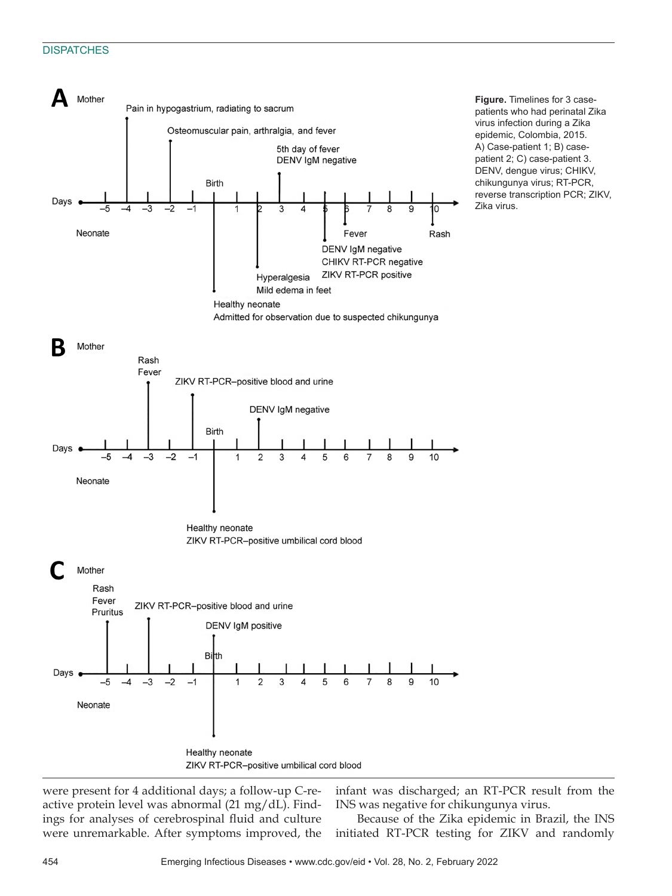A

Mother

Pain in hypogastrium, radiating to sacrum

Osteomuscular pain, arthralgia, and fever

5th day of fever

DENV IgM negative

Birth

Days

–5 –4 –3 –2 –1 1 2 3 4 5 6 7 8 9 10

Neonate

Fever

Rash

DENV IgM negative

CHIKV RT-PCR negative

ZIKV RT-PCR positive

Hyperalgesia

Mild edema in feet

Healthy neonate

Admitted for observation due to suspected chikungunya

B

Mother

Rash

Fever

ZIKV RT-PCR–positive blood and urine

DENV IgM negative

Birth

Days

–5 –4 –3 –2 –1 1 2 3 4 5 6 7 8 9 10

Neonate

Healthy neonate

ZIKV RT-PCR–positive umbilical cord blood

C

Mother

Rash

Fever

Pruritus

ZIKV RT-PCR–positive blood and urine

DENV IgM positive

Birth

Days

–5 –4 –3 –2 –1 1 2 3 4 5 6 7 8 9 10

Neonate

Healthy neonate

ZIKV RT-PCR–positive umbilical cord blood

**Figure.** Timelines for 3 case-patients who had perinatal Zika virus infection during a Zika epidemic, Colombia, 2015. A) Case-patient 1; B) case-patient 2; C) case-patient 3. DENV, dengue virus; CHIKV, chikungunya virus; RT-PCR, reverse transcription PCR; ZIKV, Zika virus.

were present for 4 additional days; a follow-up C-reactive protein level was abnormal (21 mg/dL). Findings for analyses of cerebrospinal fluid and culture were unremarkable. After symptoms improved, the infant was discharged; an RT-PCR result from the INS was negative for chikungunya virus.

Because of the Zika epidemic in Brazil, the INS initiated RT-PCR testing for ZIKV and randomly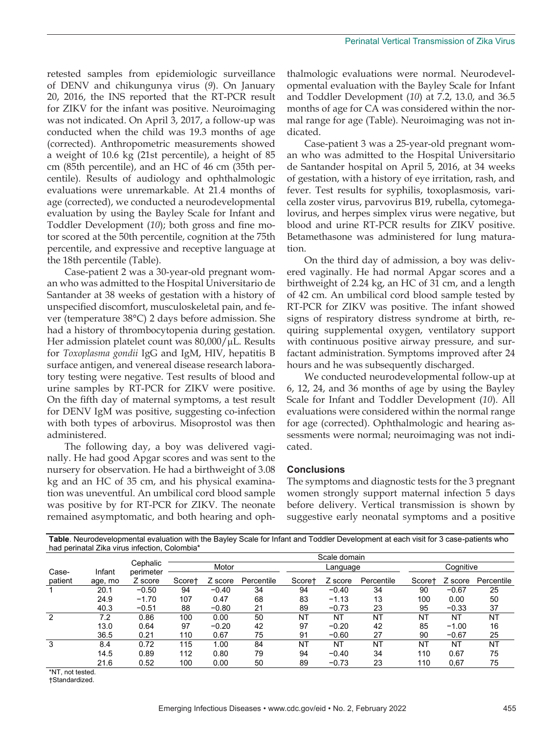retested samples from epidemiologic surveillance of DENV and chikungunya virus (*9*). On January 20, 2016, the INS reported that the RT-PCR result for ZIKV for the infant was positive. Neuroimaging was not indicated. On April 3, 2017, a follow-up was conducted when the child was 19.3 months of age (corrected). Anthropometric measurements showed a weight of 10.6 kg (21st percentile), a height of 85 cm (85th percentile), and an HC of 46 cm (35th percentile). Results of audiology and ophthalmologic evaluations were unremarkable. At 21.4 months of age (corrected), we conducted a neurodevelopmental evaluation by using the Bayley Scale for Infant and Toddler Development (*10*); both gross and fine motor scored at the 50th percentile, cognition at the 75th percentile, and expressive and receptive language at the 18th percentile (Table).

Case-patient 2 was a 30-year-old pregnant woman who was admitted to the Hospital Universitario de Santander at 38 weeks of gestation with a history of unspecified discomfort, musculoskeletal pain, and fever (temperature 38°C) 2 days before admission. She had a history of thrombocytopenia during gestation. Her admission platelet count was 80,000/µL. Results for *Toxoplasma gondii* IgG and IgM, HIV, hepatitis B surface antigen, and venereal disease research laboratory testing were negative. Test results of blood and urine samples by RT-PCR for ZIKV were positive. On the fifth day of maternal symptoms, a test result for DENV IgM was positive, suggesting co-infection with both types of arbovirus. Misoprostol was then administered.

The following day, a boy was delivered vaginally. He had good Apgar scores and was sent to the nursery for observation. He had a birthweight of 3.08 kg and an HC of 35 cm, and his physical examination was uneventful. An umbilical cord blood sample was positive by for RT-PCR for ZIKV. The neonate remained asymptomatic, and both hearing and ophthalmologic evaluations were normal. Neurodevelopmental evaluation with the Bayley Scale for Infant and Toddler Development (*10*) at 7.2, 13.0, and 36.5 months of age for CA was considered within the normal range for age (Table). Neuroimaging was not indicated.

Case-patient 3 was a 25-year-old pregnant woman who was admitted to the Hospital Universitario de Santander hospital on April 5, 2016, at 34 weeks of gestation, with a history of eye irritation, rash, and fever. Test results for syphilis, toxoplasmosis, varicella zoster virus, parvovirus B19, rubella, cytomegalovirus, and herpes simplex virus were negative, but blood and urine RT-PCR results for ZIKV positive. Betamethasone was administered for lung maturation.

On the third day of admission, a boy was delivered vaginally. He had normal Apgar scores and a birthweight of 2.24 kg, an HC of 31 cm, and a length of 42 cm. An umbilical cord blood sample tested by RT-PCR for ZIKV was positive. The infant showed signs of respiratory distress syndrome at birth, requiring supplemental oxygen, ventilatory support with continuous positive airway pressure, and surfactant administration. Symptoms improved after 24 hours and he was subsequently discharged.

We conducted neurodevelopmental follow-up at 6, 12, 24, and 36 months of age by using the Bayley Scale for Infant and Toddler Development (*10*). All evaluations were considered within the normal range for age (corrected). Ophthalmologic and hearing assessments were normal; neuroimaging was not indicated.

## Conclusions

The symptoms and diagnostic tests for the 3 pregnant women strongly support maternal infection 5 days before delivery. Vertical transmission is shown by suggestive early neonatal symptoms and a positive

**Table**. Neurodevelopmental evaluation with the Bayley Scale for Infant and Toddler Development at each visit for 3 case-patients who had perinatal Zika virus infection, Colombia*

| Case-patient | Infant age, mo | Cephalic perimeter Z score | Motor | | | Language | | | Cognitive | | |
|---|---|---|---|---|---|---|---|---|---|---|---|
| | | | Score† | Z score | Percentile | Score† | Z score | Percentile | Score† | Z score | Percentile |
| 1 | 20.1 | −0.50 | 94 | −0.40 | 34 | 94 | −0.40 | 34 | 90 | −0.67 | 25 |
| | 24.9 | −1.70 | 107 | 0.47 | 68 | 83 | −1.13 | 13 | 100 | 0.00 | 50 |
| | 40.3 | −0.51 | 88 | −0.80 | 21 | 89 | −0.73 | 23 | 95 | −0.33 | 37 |
| 2 | 7.2 | 0.86 | 100 | 0.00 | 50 | NT | NT | NT | NT | NT | NT |
| | 13.0 | 0.64 | 97 | −0.20 | 42 | 97 | −0.20 | 42 | 85 | −1.00 | 16 |
| | 36.5 | 0.21 | 110 | 0.67 | 75 | 91 | −0.60 | 27 | 90 | −0.67 | 25 |
| 3 | 8.4 | 0.72 | 115 | 1.00 | 84 | NT | NT | NT | NT | NT | NT |
| | 14.5 | 0.89 | 112 | 0.80 | 79 | 94 | −0.40 | 34 | 110 | 0.67 | 75 |
| | 21.6 | 0.52 | 100 | 0.00 | 50 | 89 | −0.73 | 23 | 110 | 0,67 | 75 |

*NT, not tested.
†Standardized.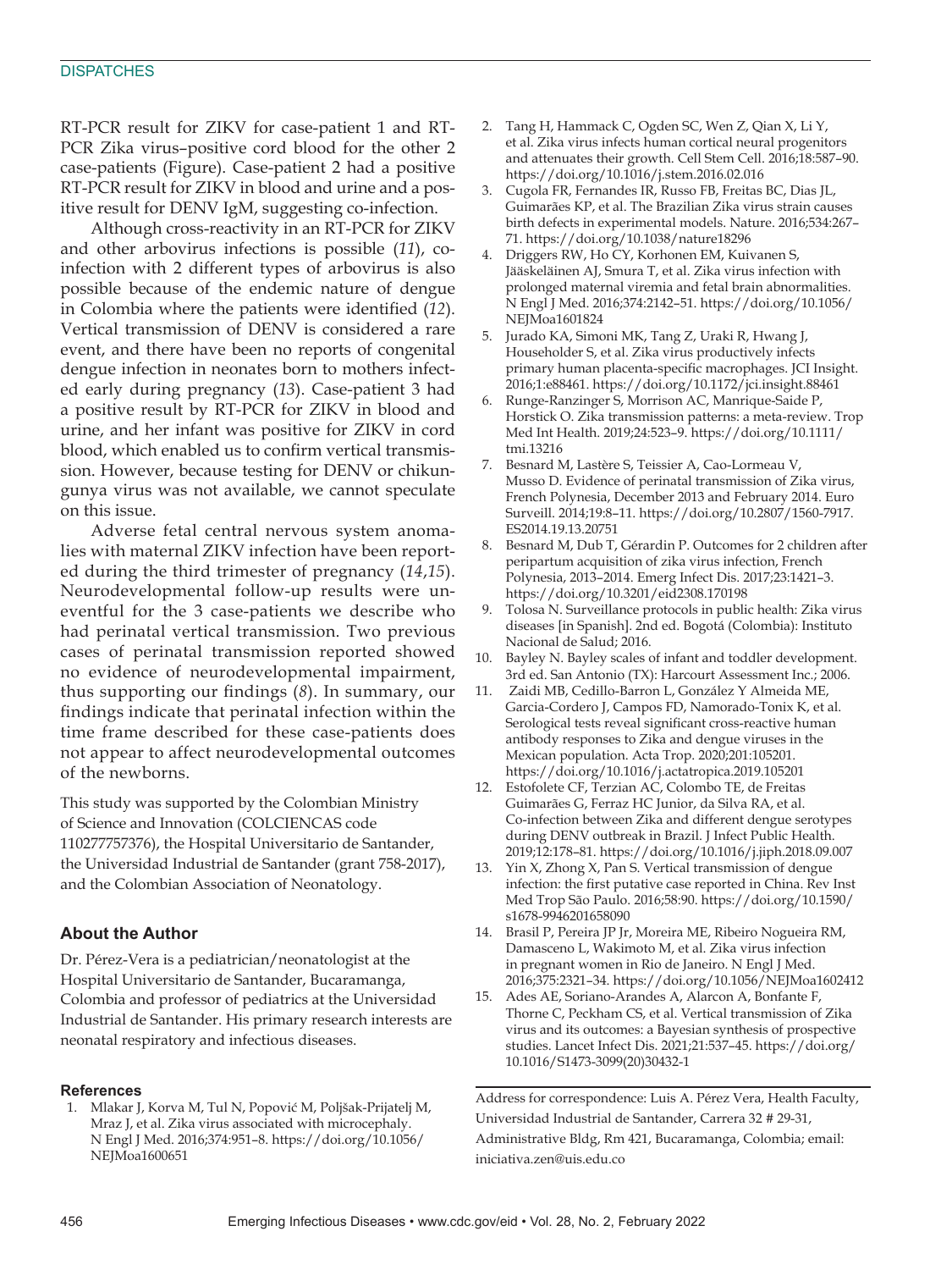RT-PCR result for ZIKV for case-patient 1 and RT-PCR Zika virus–positive cord blood for the other 2 case-patients (Figure). Case-patient 2 had a positive RT-PCR result for ZIKV in blood and urine and a positive result for DENV IgM, suggesting co-infection.

Although cross-reactivity in an RT-PCR for ZIKV and other arbovirus infections is possible (*11*), co-infection with 2 different types of arbovirus is also possible because of the endemic nature of dengue in Colombia where the patients were identified (*12*). Vertical transmission of DENV is considered a rare event, and there have been no reports of congenital dengue infection in neonates born to mothers infected early during pregnancy (*13*). Case-patient 3 had a positive result by RT-PCR for ZIKV in blood and urine, and her infant was positive for ZIKV in cord blood, which enabled us to confirm vertical transmission. However, because testing for DENV or chikungunya virus was not available, we cannot speculate on this issue.

Adverse fetal central nervous system anomalies with maternal ZIKV infection have been reported during the third trimester of pregnancy (*14*,*15*). Neurodevelopmental follow-up results were uneventful for the 3 case-patients we describe who had perinatal vertical transmission. Two previous cases of perinatal transmission reported showed no evidence of neurodevelopmental impairment, thus supporting our findings (*8*). In summary, our findings indicate that perinatal infection within the time frame described for these case-patients does not appear to affect neurodevelopmental outcomes of the newborns.

This study was supported by the Colombian Ministry of Science and Innovation (COLCIENCAS code 110277757376), the Hospital Universitario de Santander, the Universidad Industrial de Santander (grant 758-2017), and the Colombian Association of Neonatology.

## About the Author

Dr. Pérez-Vera is a pediatrician/neonatologist at the Hospital Universitario de Santander, Bucaramanga, Colombia and professor of pediatrics at the Universidad Industrial de Santander. His primary research interests are neonatal respiratory and infectious diseases.

## References

1. Mlakar J, Korva M, Tul N, Popović M, Poljšak-Prijatelj M, Mraz J, et al. Zika virus associated with microcephaly. N Engl J Med. 2016;374:951–8. https://doi.org/10.1056/NEJMoa1600651
2. Tang H, Hammack C, Ogden SC, Wen Z, Qian X, Li Y, et al. Zika virus infects human cortical neural progenitors and attenuates their growth. Cell Stem Cell. 2016;18:587–90. https://doi.org/10.1016/j.stem.2016.02.016
3. Cugola FR, Fernandes IR, Russo FB, Freitas BC, Dias JL, Guimarães KP, et al. The Brazilian Zika virus strain causes birth defects in experimental models. Nature. 2016;534:267–71. https://doi.org/10.1038/nature18296
4. Driggers RW, Ho CY, Korhonen EM, Kuivanen S, Jääskeläinen AJ, Smura T, et al. Zika virus infection with prolonged maternal viremia and fetal brain abnormalities. N Engl J Med. 2016;374:2142–51. https://doi.org/10.1056/NEJMoa1601824
5. Jurado KA, Simoni MK, Tang Z, Uraki R, Hwang J, Householder S, et al. Zika virus productively infects primary human placenta-specific macrophages. JCI Insight. 2016;1:e88461. https://doi.org/10.1172/jci.insight.88461
6. Runge-Ranzinger S, Morrison AC, Manrique-Saide P, Horstick O. Zika transmission patterns: a meta-review. Trop Med Int Health. 2019;24:523–9. https://doi.org/10.1111/tmi.13216
7. Besnard M, Lastère S, Teissier A, Cao-Lormeau V, Musso D. Evidence of perinatal transmission of Zika virus, French Polynesia, December 2013 and February 2014. Euro Surveill. 2014;19:8–11. https://doi.org/10.2807/1560-7917.ES2014.19.13.20751
8. Besnard M, Dub T, Gérardin P. Outcomes for 2 children after peripartum acquisition of zika virus infection, French Polynesia, 2013–2014. Emerg Infect Dis. 2017;23:1421–3. https://doi.org/10.3201/eid2308.170198
9. Tolosa N. Surveillance protocols in public health: Zika virus diseases [in Spanish]. 2nd ed. Bogotá (Colombia): Instituto Nacional de Salud; 2016.
10. Bayley N. Bayley scales of infant and toddler development. 3rd ed. San Antonio (TX): Harcourt Assessment Inc.; 2006.
11. Zaidi MB, Cedillo-Barron L, González Y Almeida ME, Garcia-Cordero J, Campos FD, Namorado-Tonix K, et al. Serological tests reveal significant cross-reactive human antibody responses to Zika and dengue viruses in the Mexican population. Acta Trop. 2020;201:105201. https://doi.org/10.1016/j.actatropica.2019.105201
12. Estofolete CF, Terzian AC, Colombo TE, de Freitas Guimarães G, Ferraz HC Junior, da Silva RA, et al. Co-infection between Zika and different dengue serotypes during DENV outbreak in Brazil. J Infect Public Health. 2019;12:178–81. https://doi.org/10.1016/j.jiph.2018.09.007
13. Yin X, Zhong X, Pan S. Vertical transmission of dengue infection: the first putative case reported in China. Rev Inst Med Trop São Paulo. 2016;58:90. https://doi.org/10.1590/s1678-9946201658090
14. Brasil P, Pereira JP Jr, Moreira ME, Ribeiro Nogueira RM, Damasceno L, Wakimoto M, et al. Zika virus infection in pregnant women in Rio de Janeiro. N Engl J Med. 2016;375:2321–34. https://doi.org/10.1056/NEJMoa1602412
15. Ades AE, Soriano-Arandes A, Alarcon A, Bonfante F, Thorne C, Peckham CS, et al. Vertical transmission of Zika virus and its outcomes: a Bayesian synthesis of prospective studies. Lancet Infect Dis. 2021;21:537–45. https://doi.org/10.1016/S1473-3099(20)30432-1

Address for correspondence: Luis A. Pérez Vera, Health Faculty, Universidad Industrial de Santander, Carrera 32 # 29-31, Administrative Bldg, Rm 421, Bucaramanga, Colombia; email: iniciativa.zen@uis.edu.co